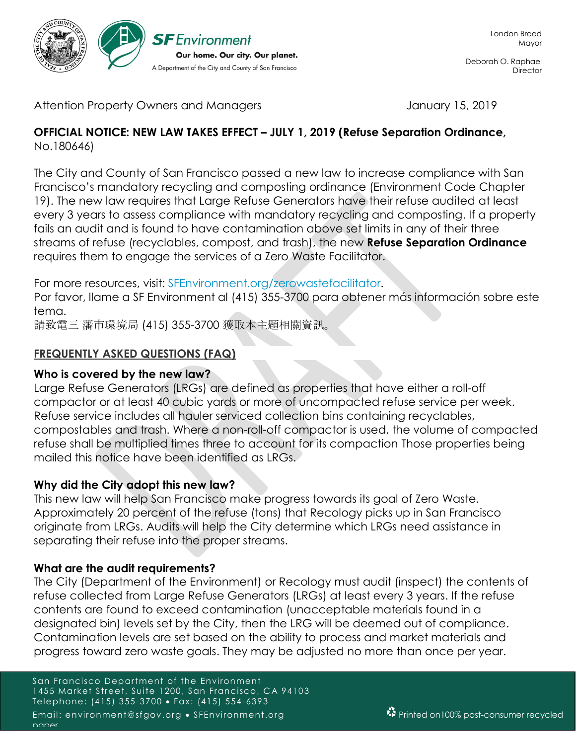SF Environment

Our home. Our city. Our planet.

A Department of the City and County of San Francisco

London Breed
Mayor

Deborah O. Raphael
Director

Attention Property Owners and Managers

January 15, 2019

**OFFICIAL NOTICE: NEW LAW TAKES EFFECT – JULY 1, 2019 (Refuse Separation Ordinance,** No.180646)

The City and County of San Francisco passed a new law to increase compliance with San Francisco's mandatory recycling and composting ordinance (Environment Code Chapter 19). The new law requires that Large Refuse Generators have their refuse audited at least every 3 years to assess compliance with mandatory recycling and composting. If a property fails an audit and is found to have contamination above set limits in any of their three streams of refuse (recyclables, compost, and trash), the new **Refuse Separation Ordinance** requires them to engage the services of a Zero Waste Facilitator.

For more resources, visit: SFEnvironment.org/zerowastefacilitator.
Por favor, llame a SF Environment al (415) 355-3700 para obtener más información sobre este tema.
請致電三 藩市環境局 (415) 355-3700 獲取本主題相關資訊。

## FREQUENTLY ASKED QUESTIONS (FAQ)

### Who is covered by the new law?

Large Refuse Generators (LRGs) are defined as properties that have either a roll-off compactor or at least 40 cubic yards or more of uncompacted refuse service per week. Refuse service includes all hauler serviced collection bins containing recyclables, compostables and trash. Where a non-roll-off compactor is used, the volume of compacted refuse shall be multiplied times three to account for its compaction Those properties being mailed this notice have been identified as LRGs.

### Why did the City adopt this new law?

This new law will help San Francisco make progress towards its goal of Zero Waste. Approximately 20 percent of the refuse (tons) that Recology picks up in San Francisco originate from LRGs. Audits will help the City determine which LRGs need assistance in separating their refuse into the proper streams.

### What are the audit requirements?

The City (Department of the Environment) or Recology must audit (inspect) the contents of refuse collected from Large Refuse Generators (LRGs) at least every 3 years. If the refuse contents are found to exceed contamination (unacceptable materials found in a designated bin) levels set by the City, then the LRG will be deemed out of compliance. Contamination levels are set based on the ability to process and market materials and progress toward zero waste goals. They may be adjusted no more than once per year.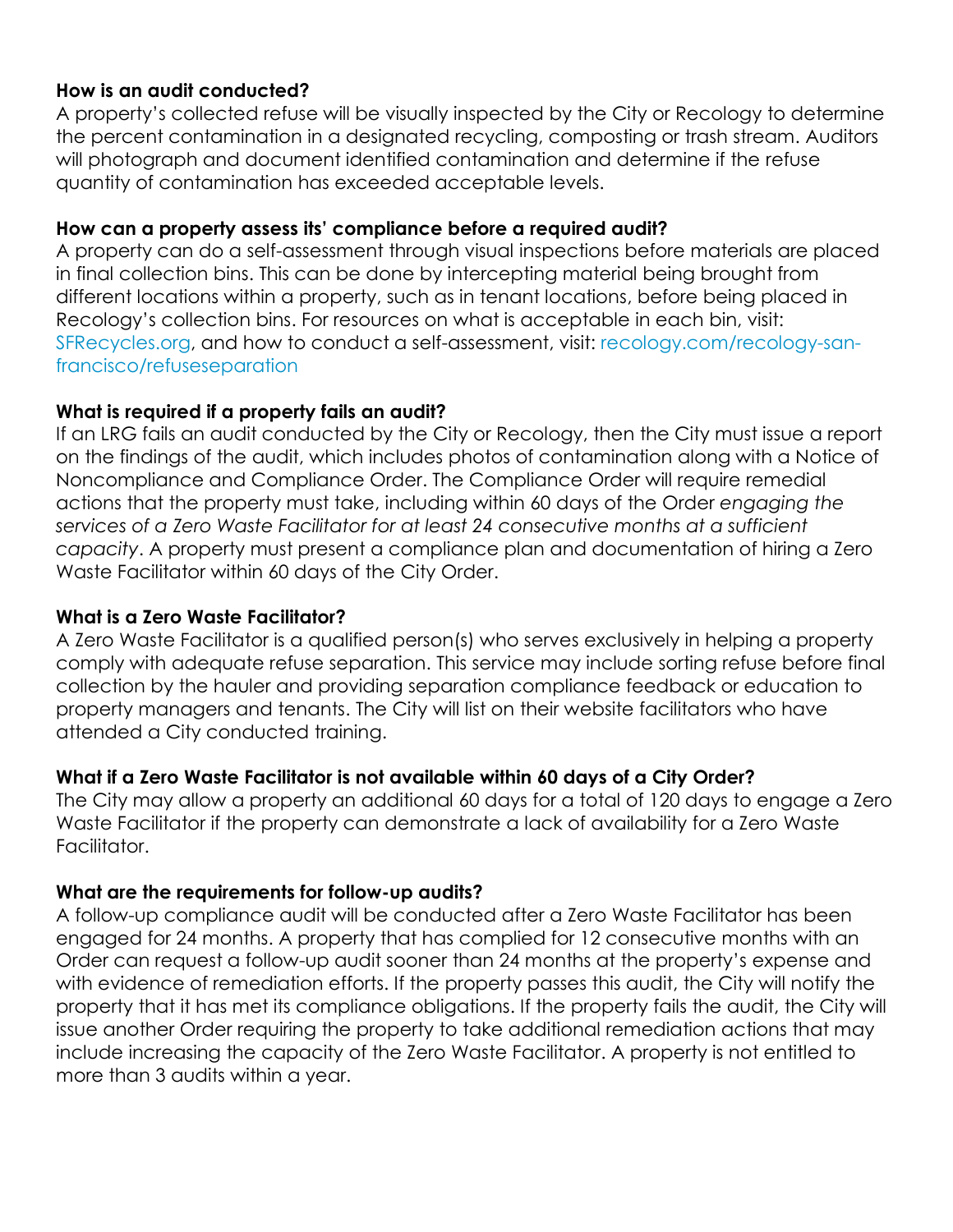**How is an audit conducted?**
A property's collected refuse will be visually inspected by the City or Recology to determine the percent contamination in a designated recycling, composting or trash stream. Auditors will photograph and document identified contamination and determine if the refuse quantity of contamination has exceeded acceptable levels.

**How can a property assess its' compliance before a required audit?**
A property can do a self-assessment through visual inspections before materials are placed in final collection bins. This can be done by intercepting material being brought from different locations within a property, such as in tenant locations, before being placed in Recology's collection bins. For resources on what is acceptable in each bin, visit: SFRecycles.org, and how to conduct a self-assessment, visit: recology.com/recology-san-francisco/refuseseparation

**What is required if a property fails an audit?**
If an LRG fails an audit conducted by the City or Recology, then the City must issue a report on the findings of the audit, which includes photos of contamination along with a Notice of Noncompliance and Compliance Order. The Compliance Order will require remedial actions that the property must take, including within 60 days of the Order *engaging the services of a Zero Waste Facilitator for at least 24 consecutive months at a sufficient capacity*. A property must present a compliance plan and documentation of hiring a Zero Waste Facilitator within 60 days of the City Order.

**What is a Zero Waste Facilitator?**
A Zero Waste Facilitator is a qualified person(s) who serves exclusively in helping a property comply with adequate refuse separation. This service may include sorting refuse before final collection by the hauler and providing separation compliance feedback or education to property managers and tenants. The City will list on their website facilitators who have attended a City conducted training.

**What if a Zero Waste Facilitator is not available within 60 days of a City Order?**
The City may allow a property an additional 60 days for a total of 120 days to engage a Zero Waste Facilitator if the property can demonstrate a lack of availability for a Zero Waste Facilitator.

**What are the requirements for follow-up audits?**
A follow-up compliance audit will be conducted after a Zero Waste Facilitator has been engaged for 24 months. A property that has complied for 12 consecutive months with an Order can request a follow-up audit sooner than 24 months at the property's expense and with evidence of remediation efforts. If the property passes this audit, the City will notify the property that it has met its compliance obligations. If the property fails the audit, the City will issue another Order requiring the property to take additional remediation actions that may include increasing the capacity of the Zero Waste Facilitator. A property is not entitled to more than 3 audits within a year.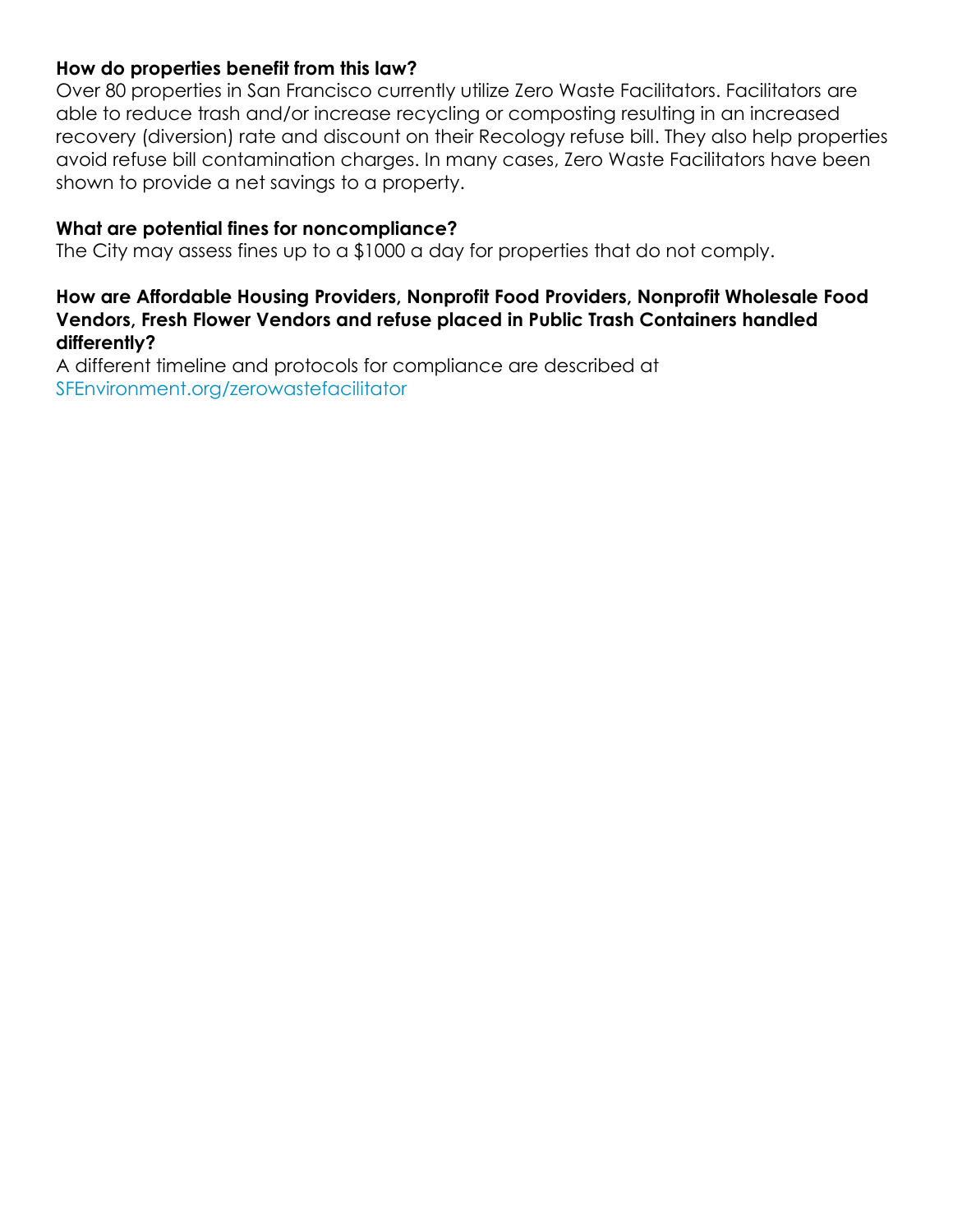**How do properties benefit from this law?**

Over 80 properties in San Francisco currently utilize Zero Waste Facilitators. Facilitators are able to reduce trash and/or increase recycling or composting resulting in an increased recovery (diversion) rate and discount on their Recology refuse bill. They also help properties avoid refuse bill contamination charges. In many cases, Zero Waste Facilitators have been shown to provide a net savings to a property.

**What are potential fines for noncompliance?**

The City may assess fines up to a $1000 a day for properties that do not comply.

**How are Affordable Housing Providers, Nonprofit Food Providers, Nonprofit Wholesale Food Vendors, Fresh Flower Vendors and refuse placed in Public Trash Containers handled differently?**

A different timeline and protocols for compliance are described at SFEnvironment.org/zerowastefacilitator